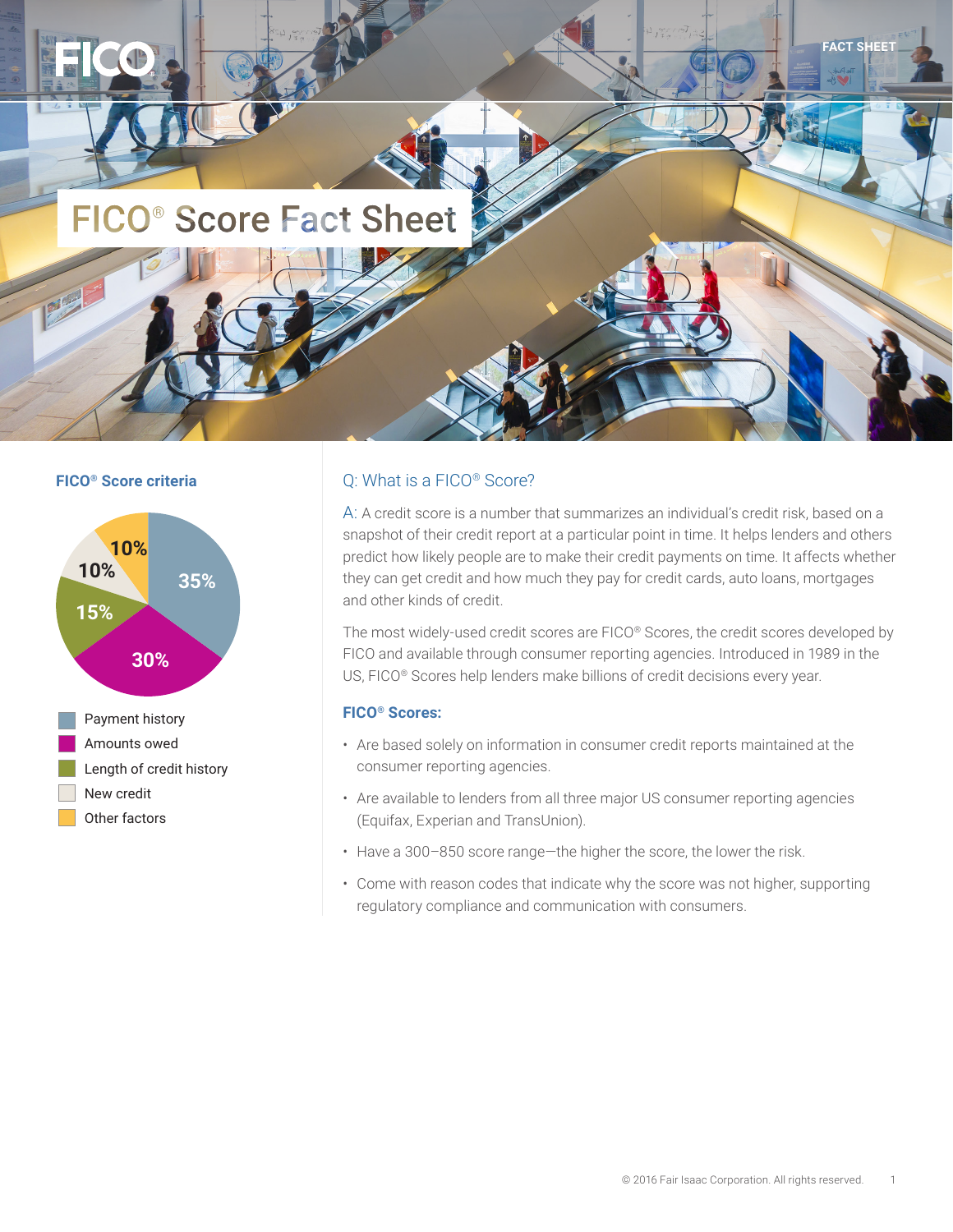# FICO® Score Fact Sheet

## FICO® Score criteria

- 35% Payment history
- 30% Amounts owed
- 15% Length of credit history
- 10% New credit
- 10% Other factors

## Q: What is a FICO® Score?

A: A credit score is a number that summarizes an individual's credit risk, based on a snapshot of their credit report at a particular point in time. It helps lenders and others predict how likely people are to make their credit payments on time. It affects whether they can get credit and how much they pay for credit cards, auto loans, mortgages and other kinds of credit.

The most widely-used credit scores are FICO® Scores, the credit scores developed by FICO and available through consumer reporting agencies. Introduced in 1989 in the US, FICO® Scores help lenders make billions of credit decisions every year.

### FICO® Scores:

- Are based solely on information in consumer credit reports maintained at the consumer reporting agencies.
- Are available to lenders from all three major US consumer reporting agencies (Equifax, Experian and TransUnion).
- Have a 300–850 score range—the higher the score, the lower the risk.
- Come with reason codes that indicate why the score was not higher, supporting regulatory compliance and communication with consumers.

© 2016 Fair Isaac Corporation. All rights reserved.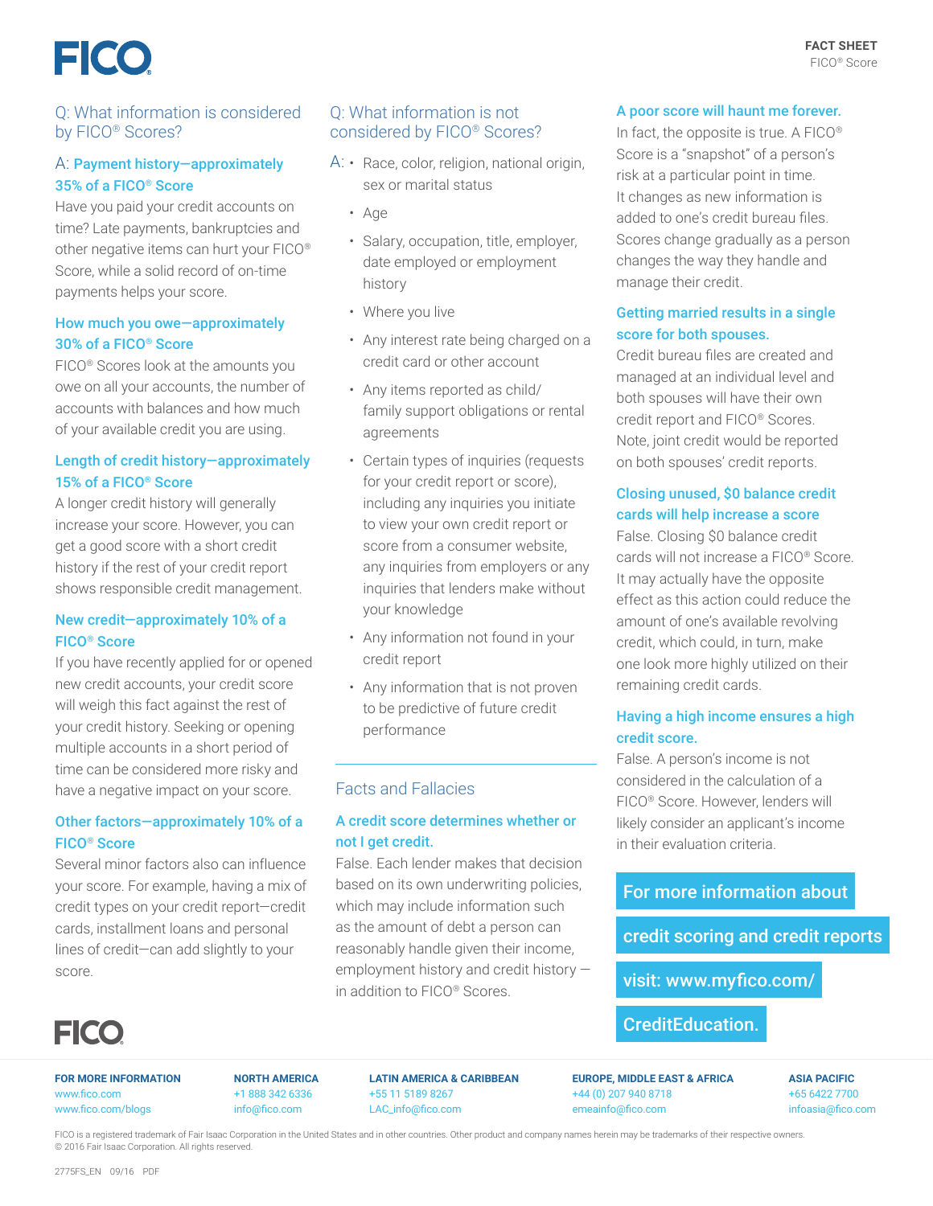## Q: What information is considered by FICO® Scores?

### A: Payment history—approximately 35% of a FICO® Score

Have you paid your credit accounts on time? Late payments, bankruptcies and other negative items can hurt your FICO® Score, while a solid record of on-time payments helps your score.

### How much you owe—approximately 30% of a FICO® Score

FICO® Scores look at the amounts you owe on all your accounts, the number of accounts with balances and how much of your available credit you are using.

### Length of credit history—approximately 15% of a FICO® Score

A longer credit history will generally increase your score. However, you can get a good score with a short credit history if the rest of your credit report shows responsible credit management.

### New credit—approximately 10% of a FICO® Score

If you have recently applied for or opened new credit accounts, your credit score will weigh this fact against the rest of your credit history. Seeking or opening multiple accounts in a short period of time can be considered more risky and have a negative impact on your score.

### Other factors—approximately 10% of a FICO® Score

Several minor factors also can influence your score. For example, having a mix of credit types on your credit report—credit cards, installment loans and personal lines of credit—can add slightly to your score.

## Q: What information is not considered by FICO® Scores?

A:

- Race, color, religion, national origin, sex or marital status
- Age
- Salary, occupation, title, employer, date employed or employment history
- Where you live
- Any interest rate being charged on a credit card or other account
- Any items reported as child/family support obligations or rental agreements
- Certain types of inquiries (requests for your credit report or score), including any inquiries you initiate to view your own credit report or score from a consumer website, any inquiries from employers or any inquiries that lenders make without your knowledge
- Any information not found in your credit report
- Any information that is not proven to be predictive of future credit performance

## Facts and Fallacies

### A credit score determines whether or not I get credit.

False. Each lender makes that decision based on its own underwriting policies, which may include information such as the amount of debt a person can reasonably handle given their income, employment history and credit history — in addition to FICO® Scores.

### A poor score will haunt me forever.

In fact, the opposite is true. A FICO® Score is a "snapshot" of a person's risk at a particular point in time. It changes as new information is added to one's credit bureau files. Scores change gradually as a person changes the way they handle and manage their credit.

### Getting married results in a single score for both spouses.

Credit bureau files are created and managed at an individual level and both spouses will have their own credit report and FICO® Scores. Note, joint credit would be reported on both spouses' credit reports.

### Closing unused, $0 balance credit cards will help increase a score

False. Closing $0 balance credit cards will not increase a FICO® Score. It may actually have the opposite effect as this action could reduce the amount of one's available revolving credit, which could, in turn, make one look more highly utilized on their remaining credit cards.

### Having a high income ensures a high credit score.

False. A person's income is not considered in the calculation of a FICO® Score. However, lenders will likely consider an applicant's income in their evaluation criteria.

**For more information about credit scoring and credit reports visit: www.myfico.com/CreditEducation.**

FICO

**FOR MORE INFORMATION**
www.fico.com
www.fico.com/blogs

**NORTH AMERICA**
+1 888 342 6336
info@fico.com

**LATIN AMERICA & CARIBBEAN**
+55 11 5189 8267
LAC_info@fico.com

**EUROPE, MIDDLE EAST & AFRICA**
+44 (0) 207 940 8718
emeainfo@fico.com

**ASIA PACIFIC**
+65 6422 7700
infoasia@fico.com

FICO is a registered trademark of Fair Isaac Corporation in the United States and in other countries. Other product and company names herein may be trademarks of their respective owners. © 2016 Fair Isaac Corporation. All rights reserved.

2775FS_EN 09/16 PDF